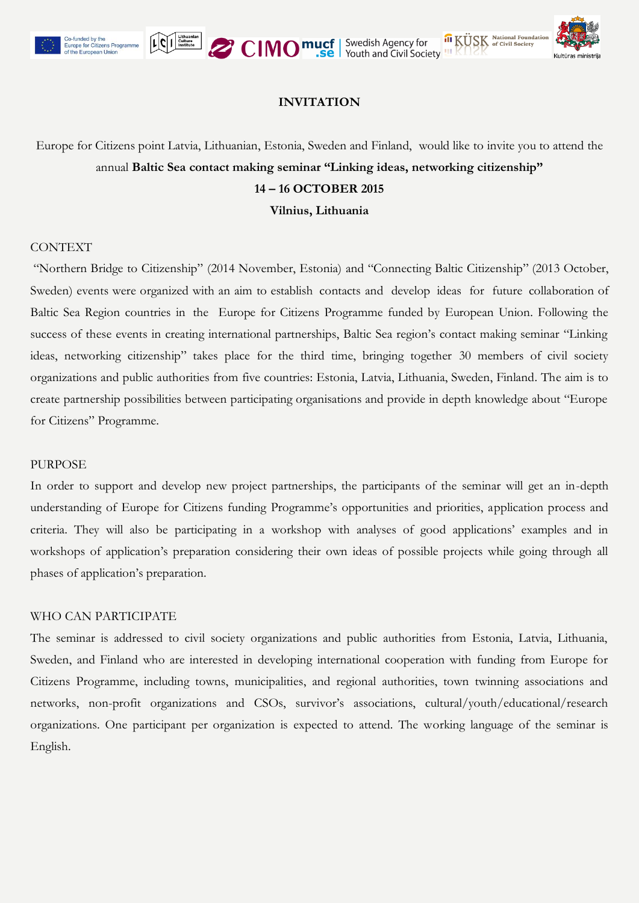**INVITATION**

Europe for Citizens point Latvia, Lithuanian, Estonia, Sweden and Finland, would like to invite you to attend the annual **Baltic Sea contact making seminar "Linking ideas, networking citizenship"**

**14 – 16 OCTOBER 2015**

**Vilnius, Lithuania**

CONTEXT

"Northern Bridge to Citizenship" (2014 November, Estonia) and "Connecting Baltic Citizenship" (2013 October, Sweden) events were organized with an aim to establish contacts and develop ideas for future collaboration of Baltic Sea Region countries in the Europe for Citizens Programme funded by European Union. Following the success of these events in creating international partnerships, Baltic Sea region's contact making seminar "Linking ideas, networking citizenship" takes place for the third time, bringing together 30 members of civil society organizations and public authorities from five countries: Estonia, Latvia, Lithuania, Sweden, Finland. The aim is to create partnership possibilities between participating organisations and provide in depth knowledge about "Europe for Citizens" Programme.

PURPOSE

In order to support and develop new project partnerships, the participants of the seminar will get an in-depth understanding of Europe for Citizens funding Programme's opportunities and priorities, application process and criteria. They will also be participating in a workshop with analyses of good applications' examples and in workshops of application's preparation considering their own ideas of possible projects while going through all phases of application's preparation.

WHO CAN PARTICIPATE

The seminar is addressed to civil society organizations and public authorities from Estonia, Latvia, Lithuania, Sweden, and Finland who are interested in developing international cooperation with funding from Europe for Citizens Programme, including towns, municipalities, and regional authorities, town twinning associations and networks, non-profit organizations and CSOs, survivor's associations, cultural/youth/educational/research organizations. One participant per organization is expected to attend. The working language of the seminar is English.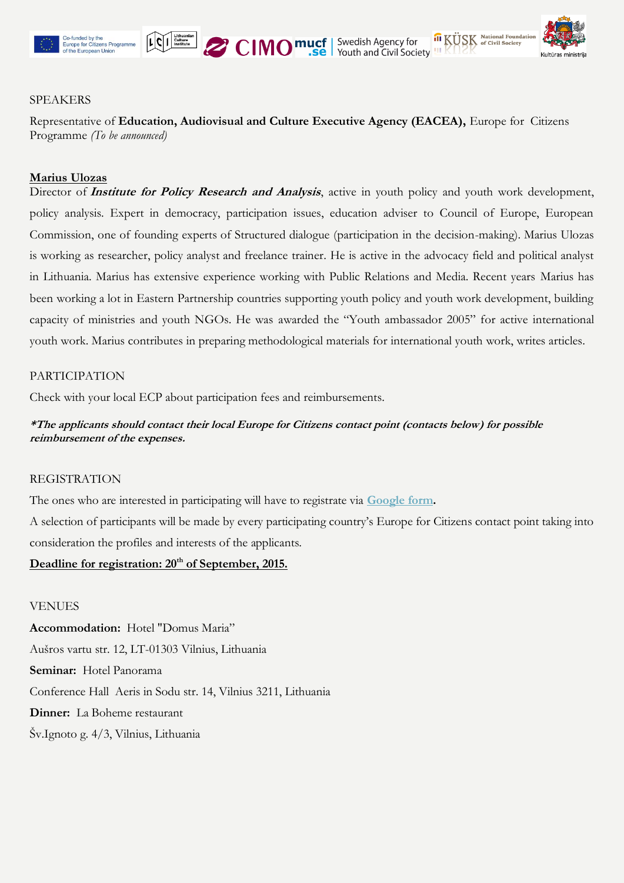SPEAKERS

Representative of **Education, Audiovisual and Culture Executive Agency (EACEA),** Europe for Citizens Programme *(To be announced)*

**Marius Ulozas**

Director of ***Institute for Policy Research and Analysis***, active in youth policy and youth work development, policy analysis. Expert in democracy, participation issues, education adviser to Council of Europe, European Commission, one of founding experts of Structured dialogue (participation in the decision-making). Marius Ulozas is working as researcher, policy analyst and freelance trainer. He is active in the advocacy field and political analyst in Lithuania. Marius has extensive experience working with Public Relations and Media. Recent years Marius has been working a lot in Eastern Partnership countries supporting youth policy and youth work development, building capacity of ministries and youth NGOs. He was awarded the "Youth ambassador 2005" for active international youth work. Marius contributes in preparing methodological materials for international youth work, writes articles.

PARTICIPATION

Check with your local ECP about participation fees and reimbursements.

***The applicants should contact their local Europe for Citizens contact point (contacts below) for possible reimbursement of the expenses.***

REGISTRATION

The ones who are interested in participating will have to registrate via **Google form.**

A selection of participants will be made by every participating country's Europe for Citizens contact point taking into consideration the profiles and interests of the applicants.

**Deadline for registration: 20th of September, 2015.**

VENUES

**Accommodation:** Hotel "Domus Maria"

Aušros vartu str. 12, LT-01303 Vilnius, Lithuania

**Seminar:** Hotel Panorama

Conference Hall Aeris in Sodu str. 14, Vilnius 3211, Lithuania

**Dinner:** La Boheme restaurant

Šv.Ignoto g. 4/3, Vilnius, Lithuania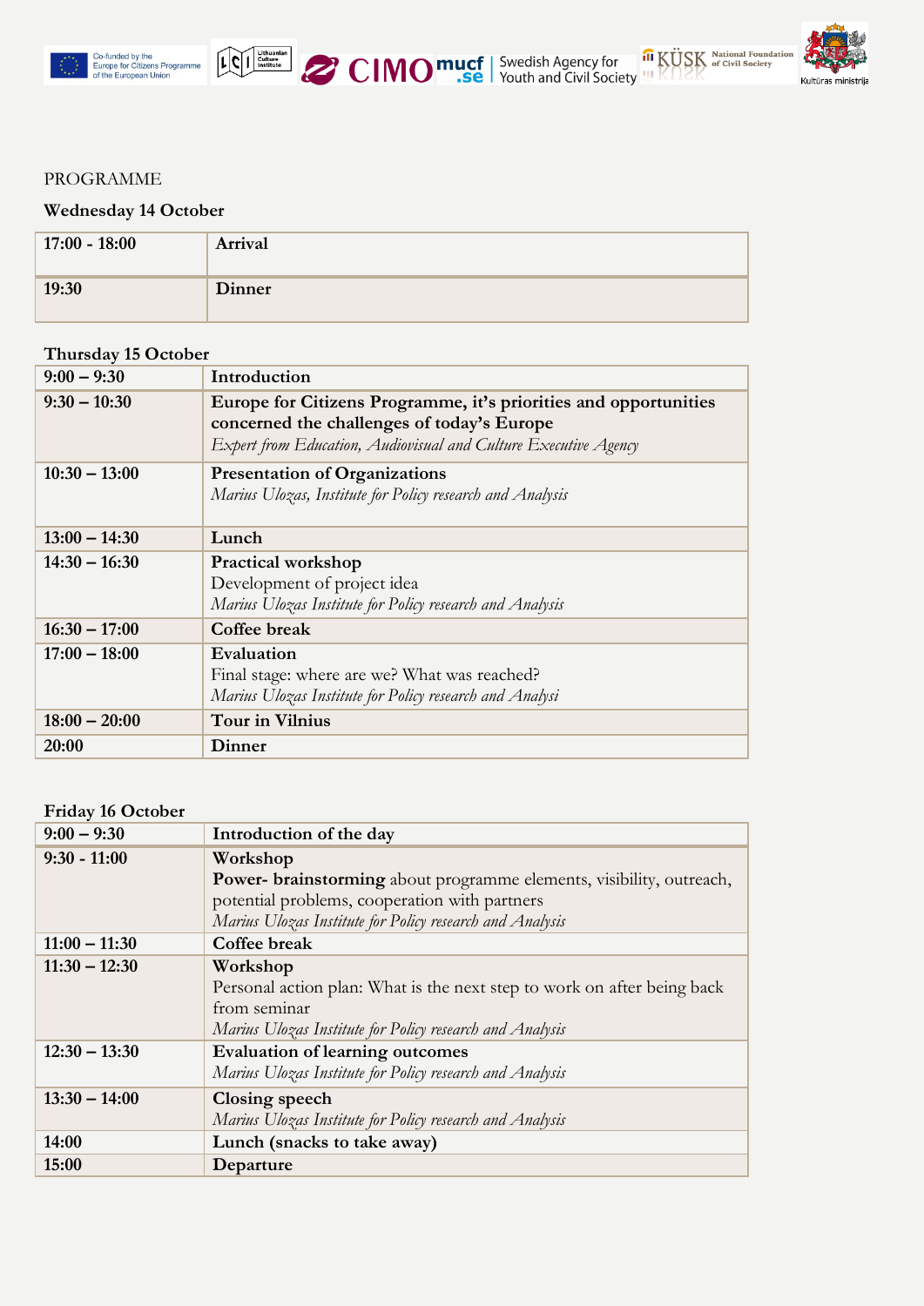PROGRAMME

**Wednesday 14 October**

| | |
|---|---|
| **17:00 - 18:00** | **Arrival** |
| **19:30** | **Dinner** |

**Thursday 15 October**

| | |
|---|---|
| **9:00 – 9:30** | **Introduction** |
| **9:30 – 10:30** | **Europe for Citizens Programme, it's priorities and opportunities concerned the challenges of today's Europe** <br> *Expert from Education, Audiovisual and Culture Executive Agency* |
| **10:30 – 13:00** | **Presentation of Organizations** <br> *Marius Ulozas, Institute for Policy research and Analysis* |
| **13:00 – 14:30** | **Lunch** |
| **14:30 – 16:30** | **Practical workshop** <br> Development of project idea <br> *Marius Ulozas Institute for Policy research and Analysis* |
| **16:30 – 17:00** | **Coffee break** |
| **17:00 – 18:00** | **Evaluation** <br> Final stage: where are we? What was reached? <br> *Marius Ulozas Institute for Policy research and Analysi* |
| **18:00 – 20:00** | **Tour in Vilnius** |
| **20:00** | **Dinner** |

**Friday 16 October**

| | |
|---|---|
| **9:00 – 9:30** | **Introduction of the day** |
| **9:30 - 11:00** | **Workshop** <br> **Power- brainstorming** about programme elements, visibility, outreach, potential problems, cooperation with partners <br> *Marius Ulozas Institute for Policy research and Analysis* |
| **11:00 – 11:30** | **Coffee break** |
| **11:30 – 12:30** | **Workshop** <br> Personal action plan: What is the next step to work on after being back from seminar <br> *Marius Ulozas Institute for Policy research and Analysis* |
| **12:30 – 13:30** | **Evaluation of learning outcomes** <br> *Marius Ulozas Institute for Policy research and Analysis* |
| **13:30 – 14:00** | **Closing speech** <br> *Marius Ulozas Institute for Policy research and Analysis* |
| **14:00** | **Lunch (snacks to take away)** |
| **15:00** | **Departure** |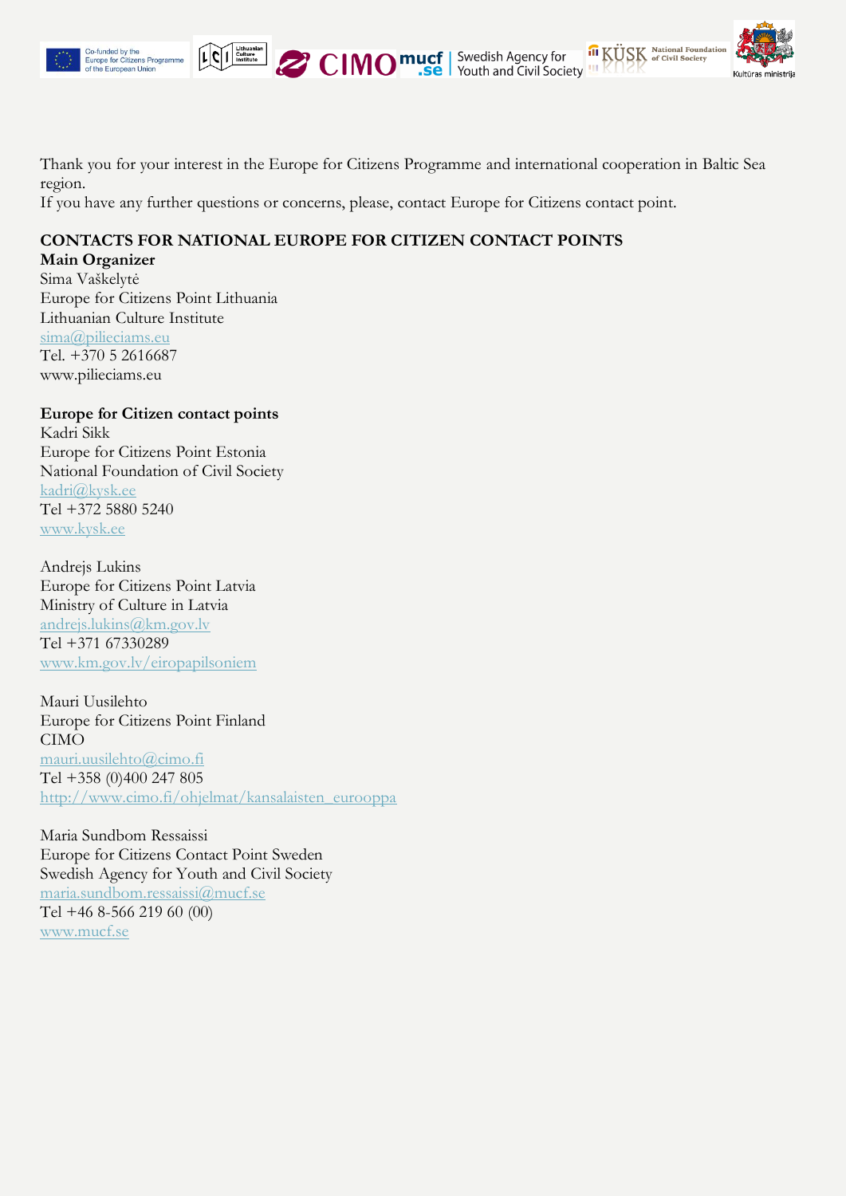Thank you for your interest in the Europe for Citizens Programme and international cooperation in Baltic Sea region.
If you have any further questions or concerns, please, contact Europe for Citizens contact point.

**CONTACTS FOR NATIONAL EUROPE FOR CITIZEN CONTACT POINTS**

**Main Organizer**
Sima Vaškelytė
Europe for Citizens Point Lithuania
Lithuanian Culture Institute
sima@pilieciams.eu
Tel. +370 5 2616687
www.pilieciams.eu

**Europe for Citizen contact points**
Kadri Sikk
Europe for Citizens Point Estonia
National Foundation of Civil Society
kadri@kysk.ee
Tel +372 5880 5240
www.kysk.ee

Andrejs Lukins
Europe for Citizens Point Latvia
Ministry of Culture in Latvia
andrejs.lukins@km.gov.lv
Tel +371 67330289
www.km.gov.lv/eiropapilsoniem

Mauri Uusilehto
Europe for Citizens Point Finland
CIMO
mauri.uusilehto@cimo.fi
Tel +358 (0)400 247 805
http://www.cimo.fi/ohjelmat/kansalaisten_eurooppa

Maria Sundbom Ressaissi
Europe for Citizens Contact Point Sweden
Swedish Agency for Youth and Civil Society
maria.sundbom.ressaissi@mucf.se
Tel +46 8-566 219 60 (00)
www.mucf.se